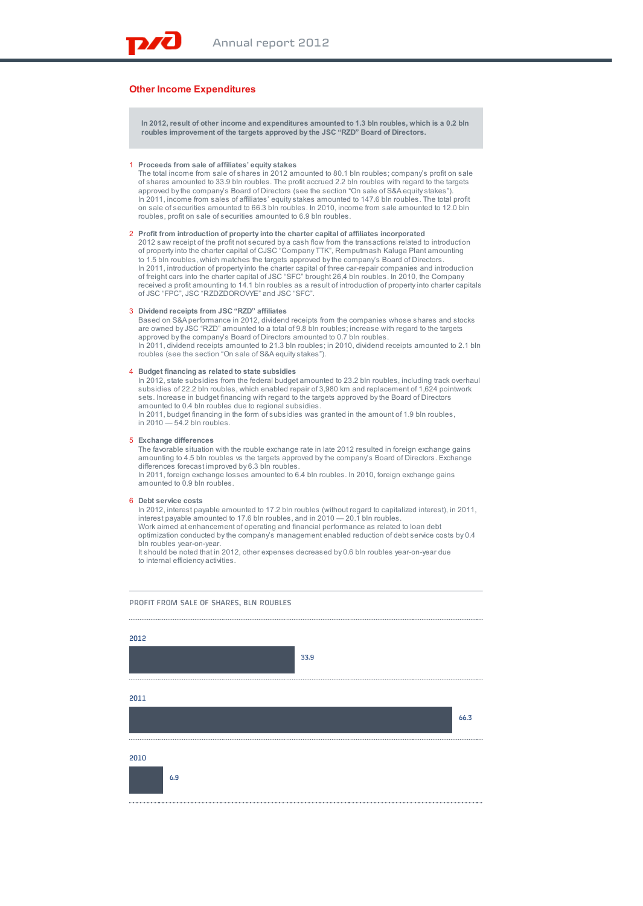## Other Income Expenditures

**In 2012, result of other income and expenditures amounted to 1.3 bln roubles, which is a 0.2 bln roubles improvement of the targets approved by the JSC "RZD" Board of Directors.**

1. **Proceeds from sale of affiliates' equity stakes**
   The total income from sale of shares in 2012 amounted to 80.1 bln roubles; company's profit on sale of shares amounted to 33.9 bln roubles. The profit accrued 2.2 bln roubles with regard to the targets approved by the company's Board of Directors (see the section "On sale of S&A equity stakes").
   In 2011, income from sales of affiliates' equity stakes amounted to 147.6 bln roubles. The total profit on sale of securities amounted to 66.3 bln roubles. In 2010, income from sale amounted to 12.0 bln roubles, profit on sale of securities amounted to 6.9 bln roubles.

2. **Profit from introduction of property into the charter capital of affiliates incorporated**
   2012 saw receipt of the profit not secured by a cash flow from the transactions related to introduction of property into the charter capital of CJSC "Company TTK", Remputmash Kaluga Plant amounting to 1.5 bln roubles, which matches the targets approved by the company's Board of Directors.
   In 2011, introduction of property into the charter capital of three car-repair companies and introduction of freight cars into the charter capital of JSC "SFC" brought 26,4 bln roubles. In 2010, the Company received a profit amounting to 14.1 bln roubles as a result of introduction of property into charter capitals of JSC "FPC", JSC "RZDZDOROVYE" and JSC "SFC".

3. **Dividend receipts from JSC "RZD" affiliates**
   Based on S&A performance in 2012, dividend receipts from the companies whose shares and stocks are owned by JSC "RZD" amounted to a total of 9.8 bln roubles; increase with regard to the targets approved by the company's Board of Directors amounted to 0.7 bln roubles.
   In 2011, dividend receipts amounted to 21.3 bln roubles; in 2010, dividend receipts amounted to 2.1 bln roubles (see the section "On sale of S&A equity stakes").

4. **Budget financing as related to state subsidies**
   In 2012, state subsidies from the federal budget amounted to 23.2 bln roubles, including track overhaul subsidies of 22.2 bln roubles, which enabled repair of 3,980 km and replacement of 1,624 pointwork sets. Increase in budget financing with regard to the targets approved by the Board of Directors amounted to 0.4 bln roubles due to regional subsidies.
   In 2011, budget financing in the form of subsidies was granted in the amount of 1.9 bln roubles, in 2010 — 54.2 bln roubles.

5. **Exchange differences**
   The favorable situation with the rouble exchange rate in late 2012 resulted in foreign exchange gains amounting to 4.5 bln roubles vs the targets approved by the company's Board of Directors. Exchange differences forecast improved by 6.3 bln roubles.
   In 2011, foreign exchange losses amounted to 6.4 bln roubles. In 2010, foreign exchange gains amounted to 0.9 bln roubles.

6. **Debt service costs**
   In 2012, interest payable amounted to 17.2 bln roubles (without regard to capitalized interest), in 2011, interest payable amounted to 17.6 bln roubles, and in 2010 — 20.1 bln roubles.
   Work aimed at enhancement of operating and financial performance as related to loan debt optimization conducted by the company's management enabled reduction of debt service costs by 0.4 bln roubles year-on-year.
   It should be noted that in 2012, other expenses decreased by 0.6 bln roubles year-on-year due to internal efficiency activities.

PROFIT FROM SALE OF SHARES, BLN ROUBLES

| Year | Value |
|---|---|
| 2012 | 33.9 |
| 2011 | 66.3 |
| 2010 | 6.9 |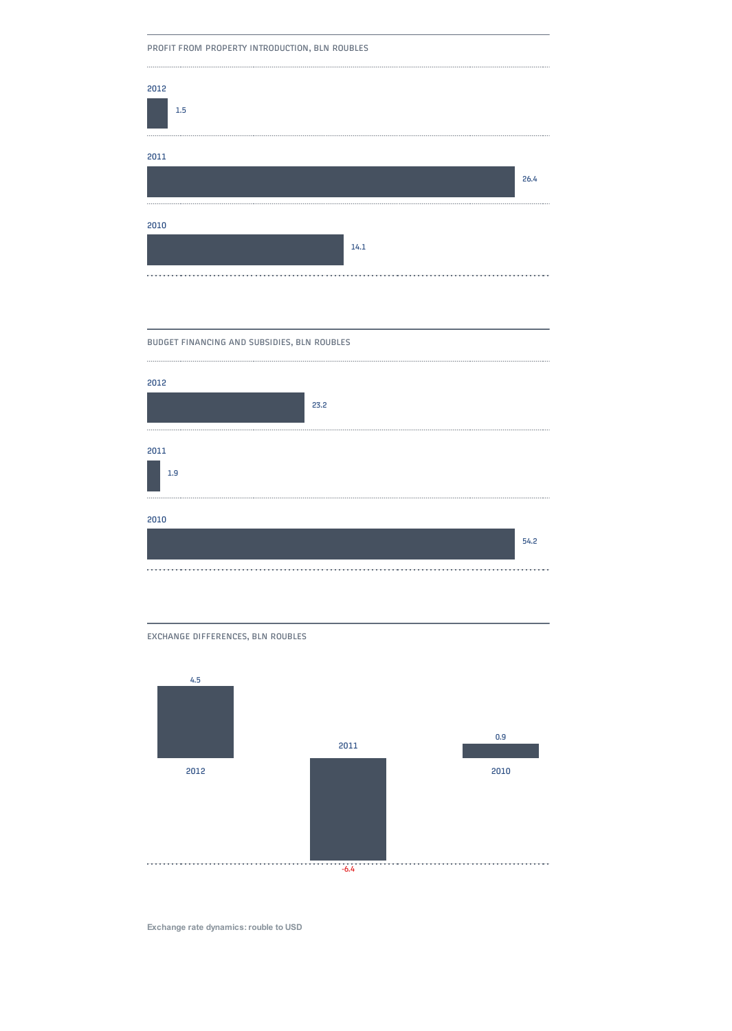PROFIT FROM PROPERTY INTRODUCTION, BLN ROUBLES

2012
1.5

2011
26.4

2010
14.1

BUDGET FINANCING AND SUBSIDIES, BLN ROUBLES

2012
23.2

2011
1.9

2010
54.2

EXCHANGE DIFFERENCES, BLN ROUBLES

4.5
2012

2011
-6.4

0.9
2010

**Exchange rate dynamics: rouble to USD**